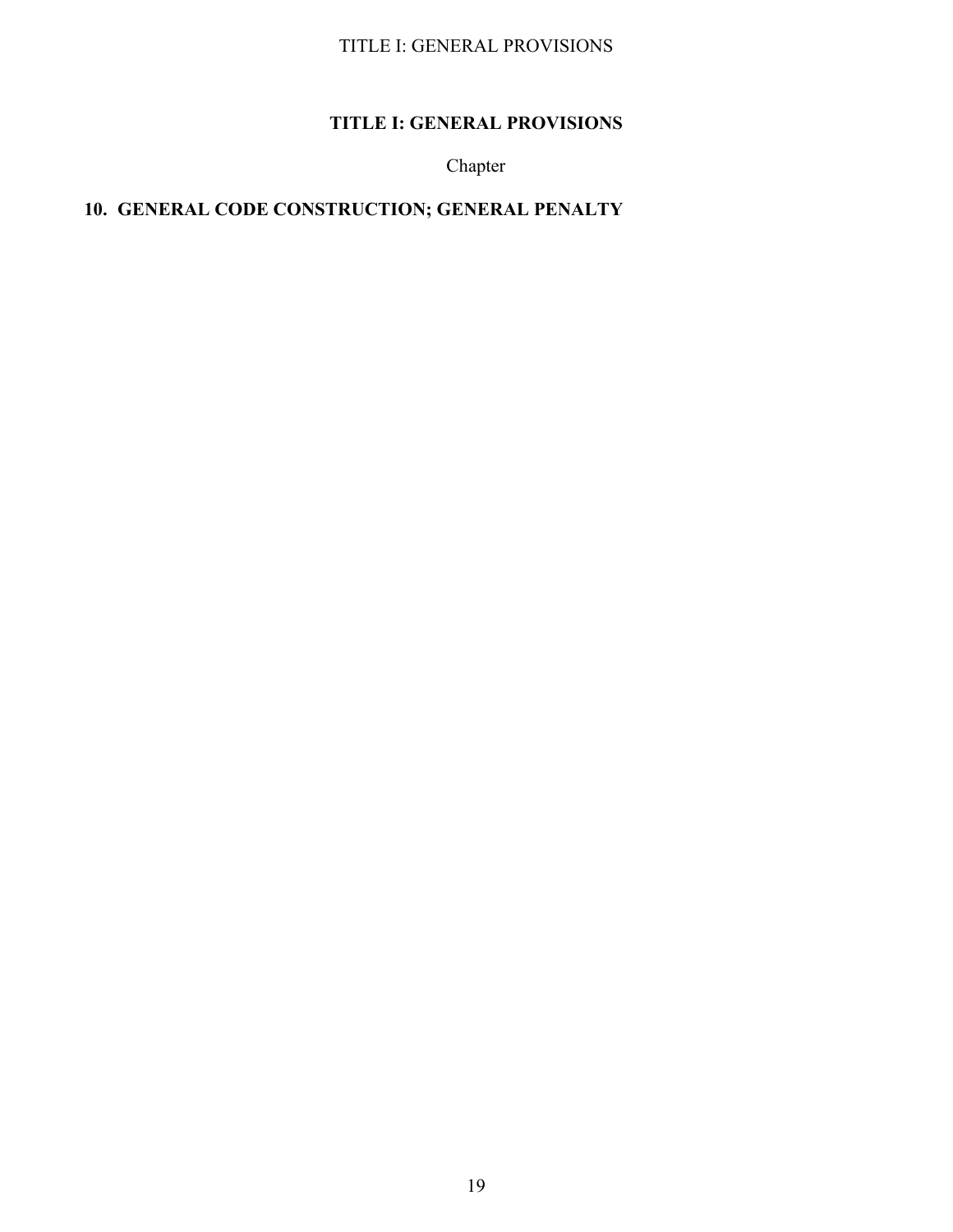# TITLE I: GENERAL PROVISIONS

Chapter

**10. GENERAL CODE CONSTRUCTION; GENERAL PENALTY**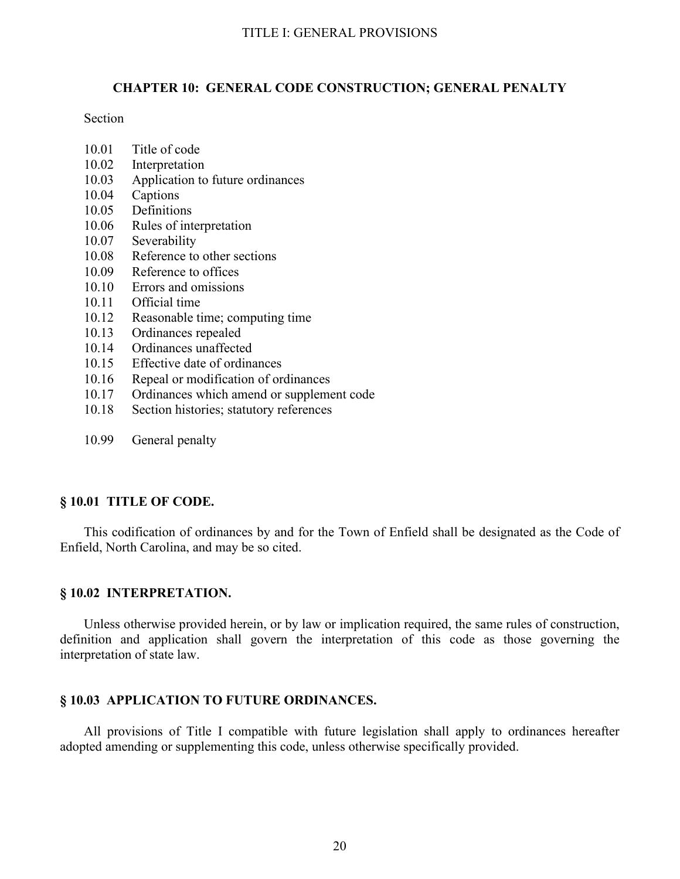TITLE I: GENERAL PROVISIONS

## CHAPTER 10: GENERAL CODE CONSTRUCTION; GENERAL PENALTY

Section

- 10.01 Title of code
- 10.02 Interpretation
- 10.03 Application to future ordinances
- 10.04 Captions
- 10.05 Definitions
- 10.06 Rules of interpretation
- 10.07 Severability
- 10.08 Reference to other sections
- 10.09 Reference to offices
- 10.10 Errors and omissions
- 10.11 Official time
- 10.12 Reasonable time; computing time
- 10.13 Ordinances repealed
- 10.14 Ordinances unaffected
- 10.15 Effective date of ordinances
- 10.16 Repeal or modification of ordinances
- 10.17 Ordinances which amend or supplement code
- 10.18 Section histories; statutory references

- 10.99 General penalty

### § 10.01 TITLE OF CODE.

This codification of ordinances by and for the Town of Enfield shall be designated as the Code of Enfield, North Carolina, and may be so cited.

### § 10.02 INTERPRETATION.

Unless otherwise provided herein, or by law or implication required, the same rules of construction, definition and application shall govern the interpretation of this code as those governing the interpretation of state law.

### § 10.03 APPLICATION TO FUTURE ORDINANCES.

All provisions of Title I compatible with future legislation shall apply to ordinances hereafter adopted amending or supplementing this code, unless otherwise specifically provided.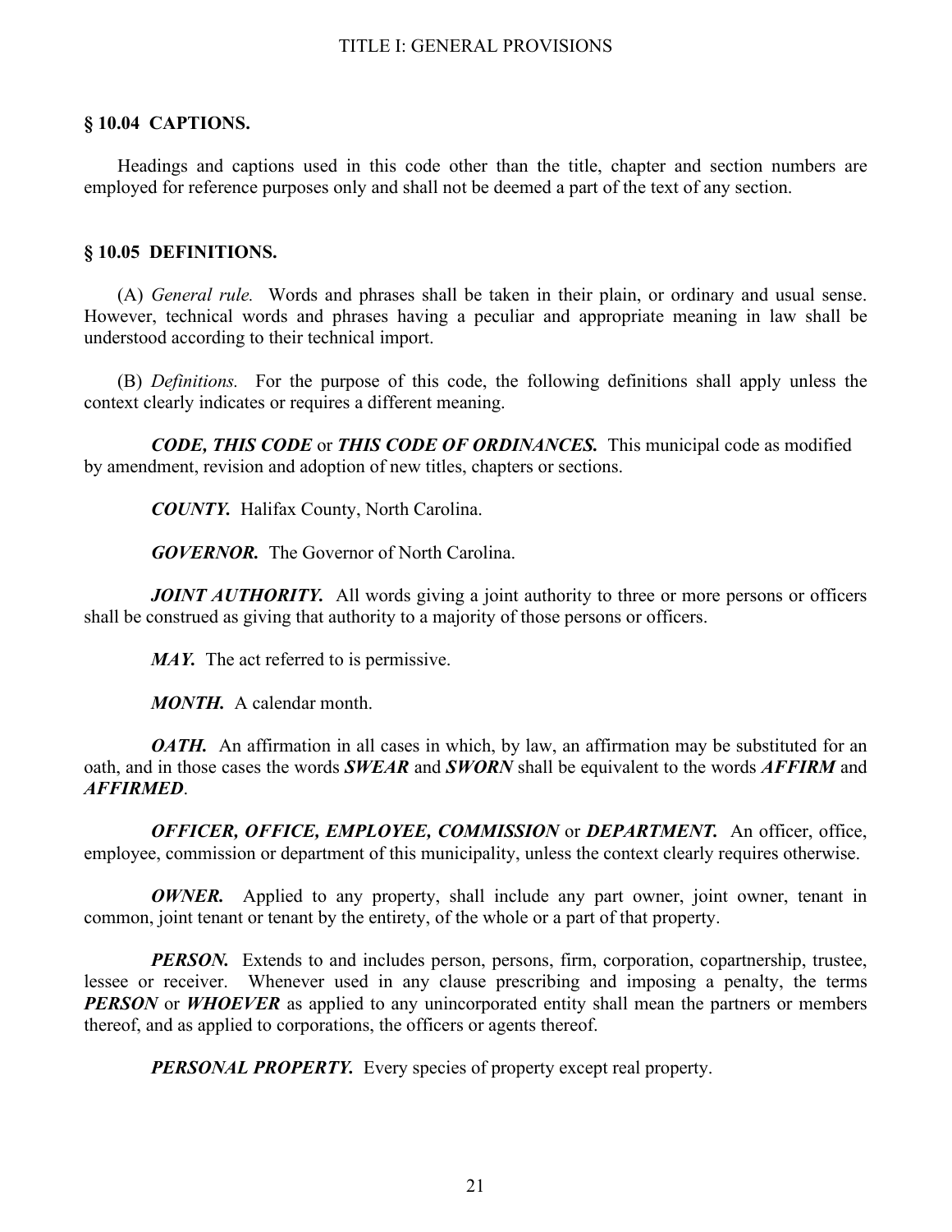## § 10.04 CAPTIONS.

Headings and captions used in this code other than the title, chapter and section numbers are employed for reference purposes only and shall not be deemed a part of the text of any section.

## § 10.05 DEFINITIONS.

(A) *General rule.* Words and phrases shall be taken in their plain, or ordinary and usual sense. However, technical words and phrases having a peculiar and appropriate meaning in law shall be understood according to their technical import.

(B) *Definitions.* For the purpose of this code, the following definitions shall apply unless the context clearly indicates or requires a different meaning.

***CODE, THIS CODE*** or ***THIS CODE OF ORDINANCES.*** This municipal code as modified by amendment, revision and adoption of new titles, chapters or sections.

***COUNTY.*** Halifax County, North Carolina.

***GOVERNOR.*** The Governor of North Carolina.

***JOINT AUTHORITY.*** All words giving a joint authority to three or more persons or officers shall be construed as giving that authority to a majority of those persons or officers.

***MAY.*** The act referred to is permissive.

***MONTH.*** A calendar month.

***OATH.*** An affirmation in all cases in which, by law, an affirmation may be substituted for an oath, and in those cases the words ***SWEAR*** and ***SWORN*** shall be equivalent to the words ***AFFIRM*** and ***AFFIRMED***.

***OFFICER, OFFICE, EMPLOYEE, COMMISSION*** or ***DEPARTMENT.*** An officer, office, employee, commission or department of this municipality, unless the context clearly requires otherwise.

***OWNER.*** Applied to any property, shall include any part owner, joint owner, tenant in common, joint tenant or tenant by the entirety, of the whole or a part of that property.

***PERSON.*** Extends to and includes person, persons, firm, corporation, copartnership, trustee, lessee or receiver. Whenever used in any clause prescribing and imposing a penalty, the terms ***PERSON*** or ***WHOEVER*** as applied to any unincorporated entity shall mean the partners or members thereof, and as applied to corporations, the officers or agents thereof.

***PERSONAL PROPERTY.*** Every species of property except real property.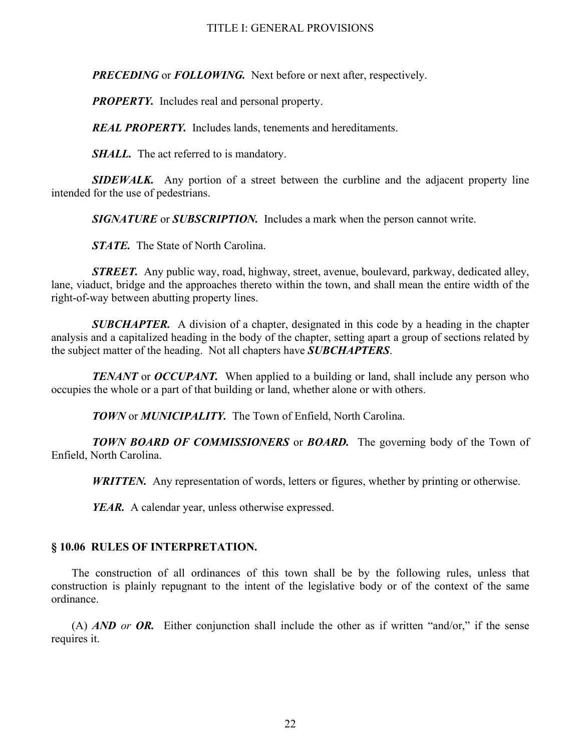***PRECEDING*** or ***FOLLOWING.*** Next before or next after, respectively.

***PROPERTY.*** Includes real and personal property.

***REAL PROPERTY.*** Includes lands, tenements and hereditaments.

***SHALL.*** The act referred to is mandatory.

***SIDEWALK.*** Any portion of a street between the curbline and the adjacent property line intended for the use of pedestrians.

***SIGNATURE*** or ***SUBSCRIPTION.*** Includes a mark when the person cannot write.

***STATE.*** The State of North Carolina.

***STREET.*** Any public way, road, highway, street, avenue, boulevard, parkway, dedicated alley, lane, viaduct, bridge and the approaches thereto within the town, and shall mean the entire width of the right-of-way between abutting property lines.

***SUBCHAPTER.*** A division of a chapter, designated in this code by a heading in the chapter analysis and a capitalized heading in the body of the chapter, setting apart a group of sections related by the subject matter of the heading. Not all chapters have ***SUBCHAPTERS***.

***TENANT*** or ***OCCUPANT.*** When applied to a building or land, shall include any person who occupies the whole or a part of that building or land, whether alone or with others.

***TOWN*** or ***MUNICIPALITY.*** The Town of Enfield, North Carolina.

***TOWN BOARD OF COMMISSIONERS*** or ***BOARD.*** The governing body of the Town of Enfield, North Carolina.

***WRITTEN.*** Any representation of words, letters or figures, whether by printing or otherwise.

***YEAR.*** A calendar year, unless otherwise expressed.

## § 10.06 RULES OF INTERPRETATION.

The construction of all ordinances of this town shall be by the following rules, unless that construction is plainly repugnant to the intent of the legislative body or of the context of the same ordinance.

(A) ***AND*** *or* ***OR.*** Either conjunction shall include the other as if written "and/or," if the sense requires it.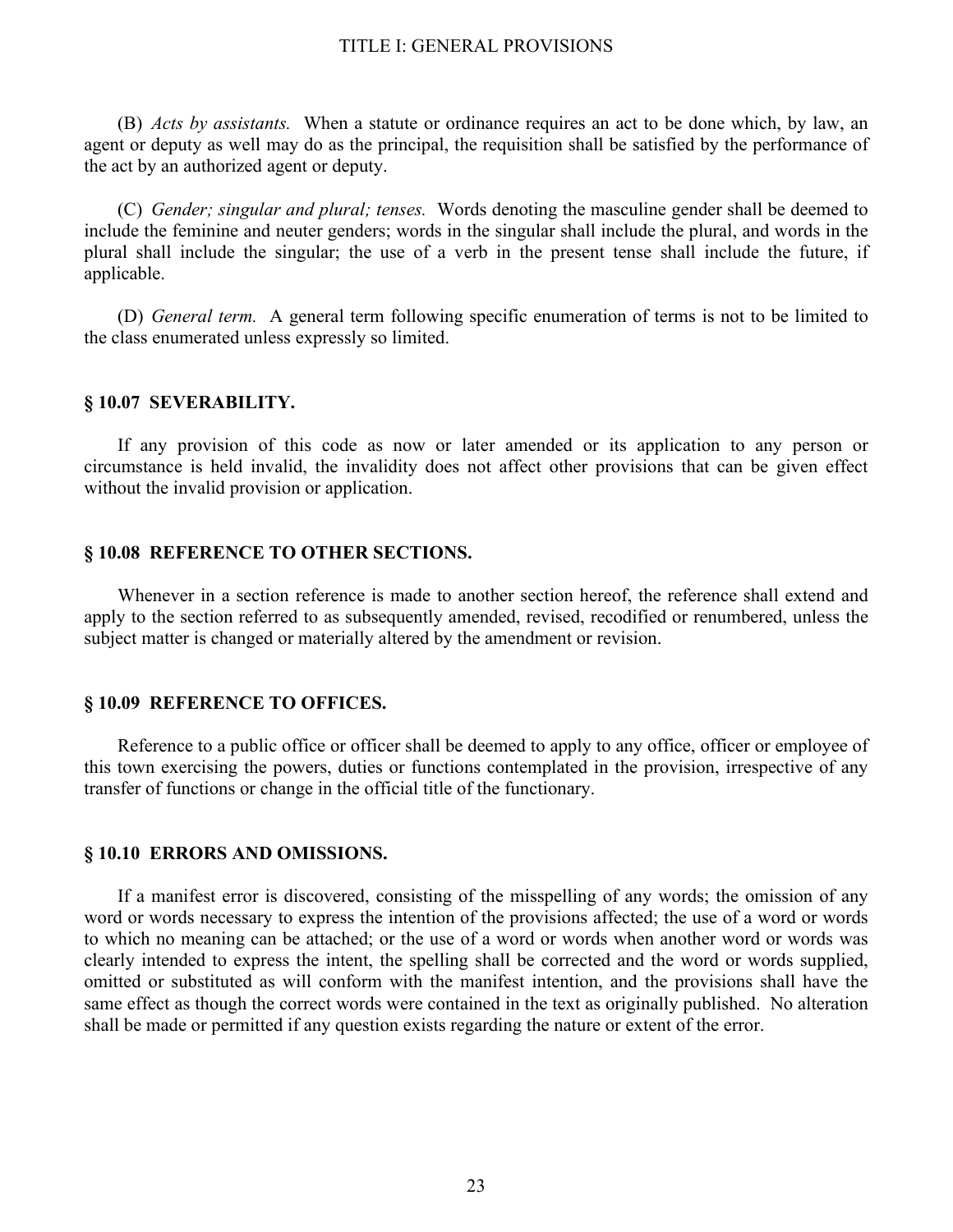(B) *Acts by assistants.* When a statute or ordinance requires an act to be done which, by law, an agent or deputy as well may do as the principal, the requisition shall be satisfied by the performance of the act by an authorized agent or deputy.

(C) *Gender; singular and plural; tenses.* Words denoting the masculine gender shall be deemed to include the feminine and neuter genders; words in the singular shall include the plural, and words in the plural shall include the singular; the use of a verb in the present tense shall include the future, if applicable.

(D) *General term.* A general term following specific enumeration of terms is not to be limited to the class enumerated unless expressly so limited.

## § 10.07 SEVERABILITY.

If any provision of this code as now or later amended or its application to any person or circumstance is held invalid, the invalidity does not affect other provisions that can be given effect without the invalid provision or application.

## § 10.08 REFERENCE TO OTHER SECTIONS.

Whenever in a section reference is made to another section hereof, the reference shall extend and apply to the section referred to as subsequently amended, revised, recodified or renumbered, unless the subject matter is changed or materially altered by the amendment or revision.

## § 10.09 REFERENCE TO OFFICES.

Reference to a public office or officer shall be deemed to apply to any office, officer or employee of this town exercising the powers, duties or functions contemplated in the provision, irrespective of any transfer of functions or change in the official title of the functionary.

## § 10.10 ERRORS AND OMISSIONS.

If a manifest error is discovered, consisting of the misspelling of any words; the omission of any word or words necessary to express the intention of the provisions affected; the use of a word or words to which no meaning can be attached; or the use of a word or words when another word or words was clearly intended to express the intent, the spelling shall be corrected and the word or words supplied, omitted or substituted as will conform with the manifest intention, and the provisions shall have the same effect as though the correct words were contained in the text as originally published. No alteration shall be made or permitted if any question exists regarding the nature or extent of the error.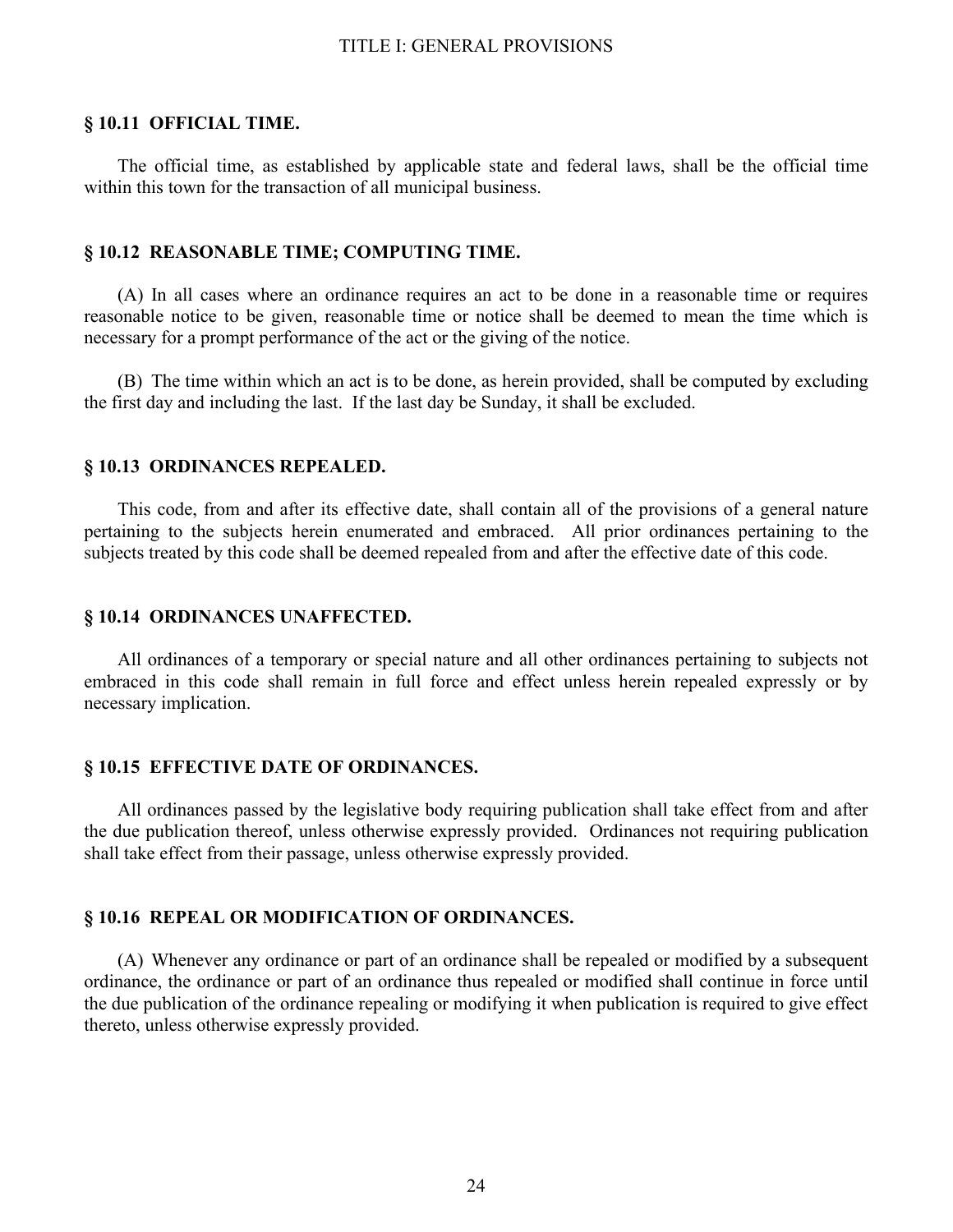## § 10.11 OFFICIAL TIME.

The official time, as established by applicable state and federal laws, shall be the official time within this town for the transaction of all municipal business.

## § 10.12 REASONABLE TIME; COMPUTING TIME.

(A) In all cases where an ordinance requires an act to be done in a reasonable time or requires reasonable notice to be given, reasonable time or notice shall be deemed to mean the time which is necessary for a prompt performance of the act or the giving of the notice.

(B) The time within which an act is to be done, as herein provided, shall be computed by excluding the first day and including the last. If the last day be Sunday, it shall be excluded.

## § 10.13 ORDINANCES REPEALED.

This code, from and after its effective date, shall contain all of the provisions of a general nature pertaining to the subjects herein enumerated and embraced. All prior ordinances pertaining to the subjects treated by this code shall be deemed repealed from and after the effective date of this code.

## § 10.14 ORDINANCES UNAFFECTED.

All ordinances of a temporary or special nature and all other ordinances pertaining to subjects not embraced in this code shall remain in full force and effect unless herein repealed expressly or by necessary implication.

## § 10.15 EFFECTIVE DATE OF ORDINANCES.

All ordinances passed by the legislative body requiring publication shall take effect from and after the due publication thereof, unless otherwise expressly provided. Ordinances not requiring publication shall take effect from their passage, unless otherwise expressly provided.

## § 10.16 REPEAL OR MODIFICATION OF ORDINANCES.

(A) Whenever any ordinance or part of an ordinance shall be repealed or modified by a subsequent ordinance, the ordinance or part of an ordinance thus repealed or modified shall continue in force until the due publication of the ordinance repealing or modifying it when publication is required to give effect thereto, unless otherwise expressly provided.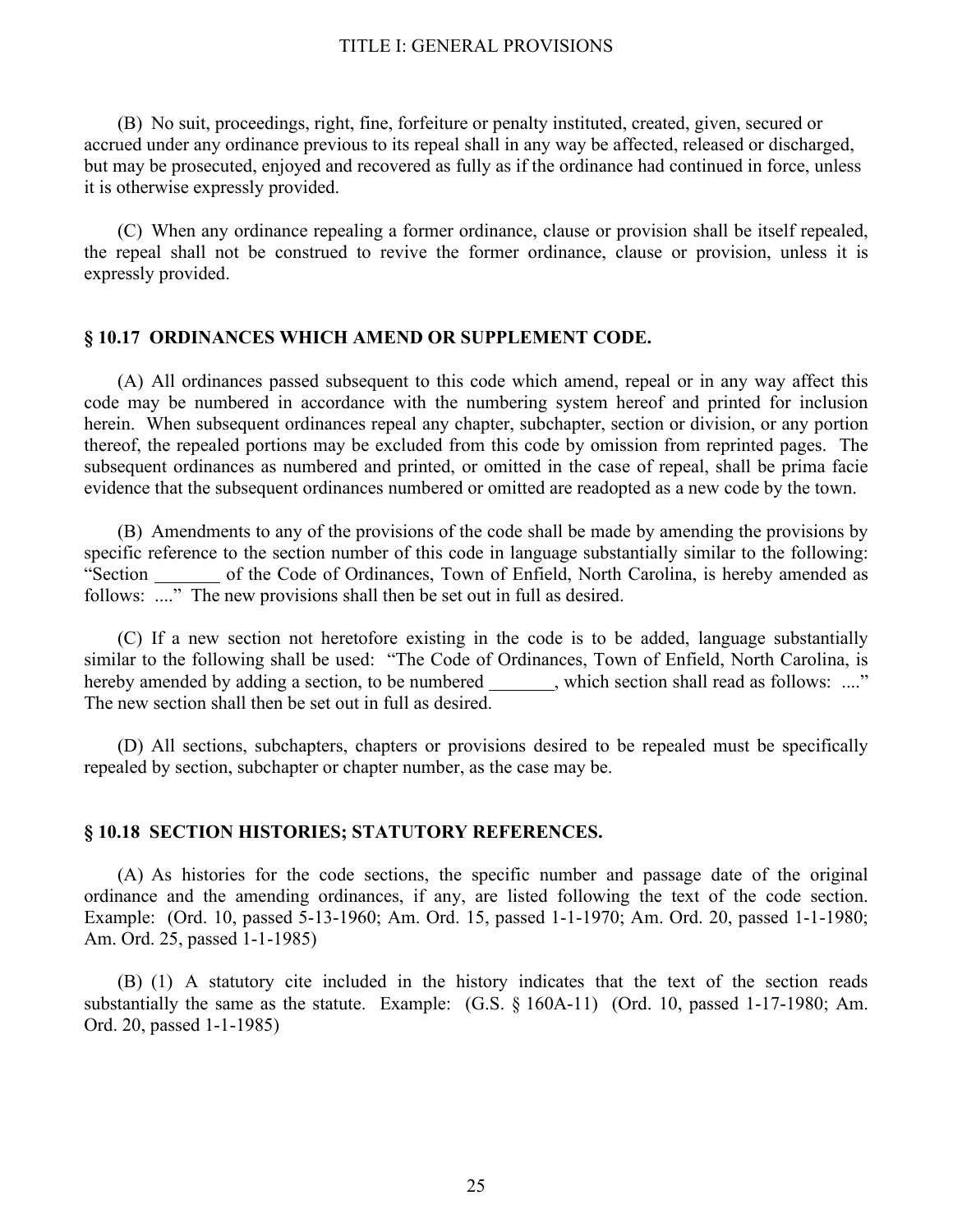(B) No suit, proceedings, right, fine, forfeiture or penalty instituted, created, given, secured or accrued under any ordinance previous to its repeal shall in any way be affected, released or discharged, but may be prosecuted, enjoyed and recovered as fully as if the ordinance had continued in force, unless it is otherwise expressly provided.

(C) When any ordinance repealing a former ordinance, clause or provision shall be itself repealed, the repeal shall not be construed to revive the former ordinance, clause or provision, unless it is expressly provided.

## § 10.17 ORDINANCES WHICH AMEND OR SUPPLEMENT CODE.

(A) All ordinances passed subsequent to this code which amend, repeal or in any way affect this code may be numbered in accordance with the numbering system hereof and printed for inclusion herein. When subsequent ordinances repeal any chapter, subchapter, section or division, or any portion thereof, the repealed portions may be excluded from this code by omission from reprinted pages. The subsequent ordinances as numbered and printed, or omitted in the case of repeal, shall be prima facie evidence that the subsequent ordinances numbered or omitted are readopted as a new code by the town.

(B) Amendments to any of the provisions of the code shall be made by amending the provisions by specific reference to the section number of this code in language substantially similar to the following: "Section _______ of the Code of Ordinances, Town of Enfield, North Carolina, is hereby amended as follows: ...." The new provisions shall then be set out in full as desired.

(C) If a new section not heretofore existing in the code is to be added, language substantially similar to the following shall be used: "The Code of Ordinances, Town of Enfield, North Carolina, is hereby amended by adding a section, to be numbered _______, which section shall read as follows: ...." The new section shall then be set out in full as desired.

(D) All sections, subchapters, chapters or provisions desired to be repealed must be specifically repealed by section, subchapter or chapter number, as the case may be.

## § 10.18 SECTION HISTORIES; STATUTORY REFERENCES.

(A) As histories for the code sections, the specific number and passage date of the original ordinance and the amending ordinances, if any, are listed following the text of the code section. Example: (Ord. 10, passed 5-13-1960; Am. Ord. 15, passed 1-1-1970; Am. Ord. 20, passed 1-1-1980; Am. Ord. 25, passed 1-1-1985)

(B) (1) A statutory cite included in the history indicates that the text of the section reads substantially the same as the statute. Example: (G.S. § 160A-11) (Ord. 10, passed 1-17-1980; Am. Ord. 20, passed 1-1-1985)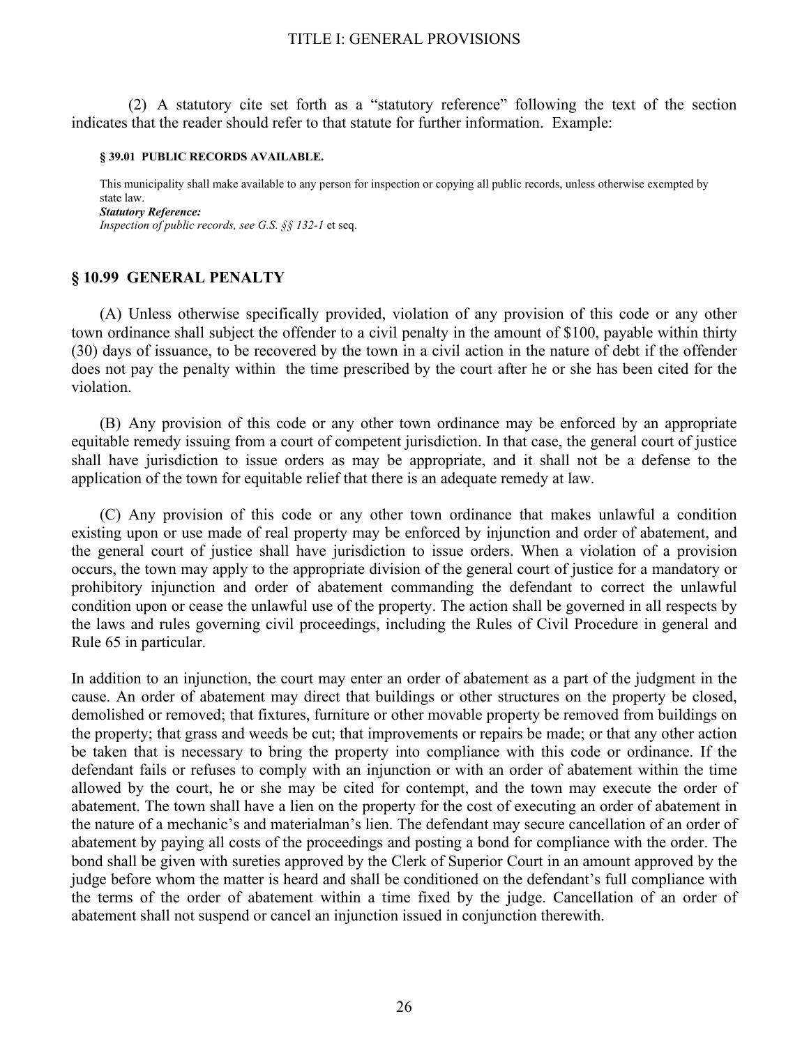(2) A statutory cite set forth as a "statutory reference" following the text of the section indicates that the reader should refer to that statute for further information. Example:

> **§ 39.01 PUBLIC RECORDS AVAILABLE.**
>
> This municipality shall make available to any person for inspection or copying all public records, unless otherwise exempted by state law.
> ***Statutory Reference:***
> *Inspection of public records, see G.S. §§ 132-1* et seq.

## § 10.99 GENERAL PENALTY

(A) Unless otherwise specifically provided, violation of any provision of this code or any other town ordinance shall subject the offender to a civil penalty in the amount of $100, payable within thirty (30) days of issuance, to be recovered by the town in a civil action in the nature of debt if the offender does not pay the penalty within the time prescribed by the court after he or she has been cited for the violation.

(B) Any provision of this code or any other town ordinance may be enforced by an appropriate equitable remedy issuing from a court of competent jurisdiction. In that case, the general court of justice shall have jurisdiction to issue orders as may be appropriate, and it shall not be a defense to the application of the town for equitable relief that there is an adequate remedy at law.

(C) Any provision of this code or any other town ordinance that makes unlawful a condition existing upon or use made of real property may be enforced by injunction and order of abatement, and the general court of justice shall have jurisdiction to issue orders. When a violation of a provision occurs, the town may apply to the appropriate division of the general court of justice for a mandatory or prohibitory injunction and order of abatement commanding the defendant to correct the unlawful condition upon or cease the unlawful use of the property. The action shall be governed in all respects by the laws and rules governing civil proceedings, including the Rules of Civil Procedure in general and Rule 65 in particular.

In addition to an injunction, the court may enter an order of abatement as a part of the judgment in the cause. An order of abatement may direct that buildings or other structures on the property be closed, demolished or removed; that fixtures, furniture or other movable property be removed from buildings on the property; that grass and weeds be cut; that improvements or repairs be made; or that any other action be taken that is necessary to bring the property into compliance with this code or ordinance. If the defendant fails or refuses to comply with an injunction or with an order of abatement within the time allowed by the court, he or she may be cited for contempt, and the town may execute the order of abatement. The town shall have a lien on the property for the cost of executing an order of abatement in the nature of a mechanic's and materialman's lien. The defendant may secure cancellation of an order of abatement by paying all costs of the proceedings and posting a bond for compliance with the order. The bond shall be given with sureties approved by the Clerk of Superior Court in an amount approved by the judge before whom the matter is heard and shall be conditioned on the defendant's full compliance with the terms of the order of abatement within a time fixed by the judge. Cancellation of an order of abatement shall not suspend or cancel an injunction issued in conjunction therewith.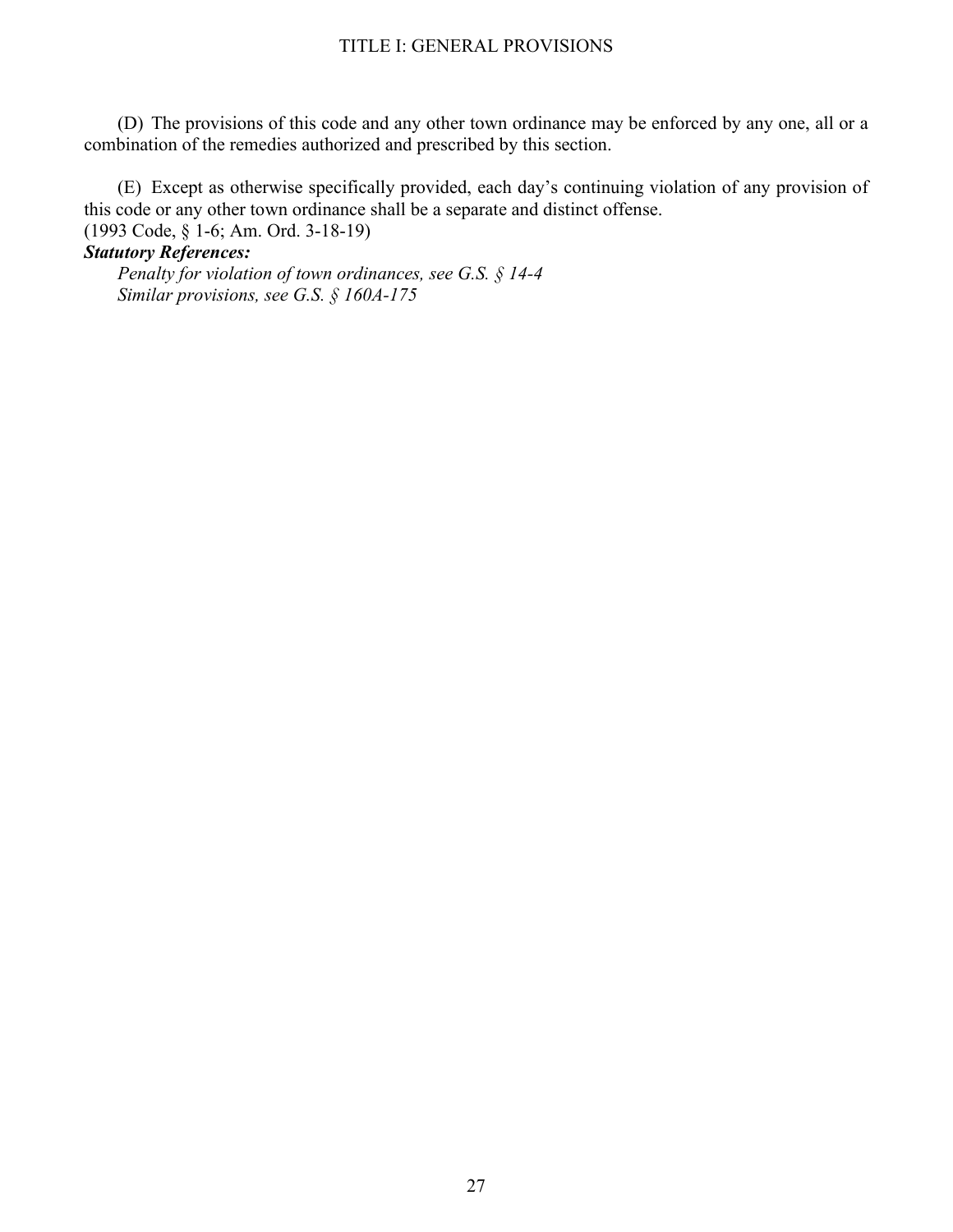(D) The provisions of this code and any other town ordinance may be enforced by any one, all or a combination of the remedies authorized and prescribed by this section.

(E) Except as otherwise specifically provided, each day's continuing violation of any provision of this code or any other town ordinance shall be a separate and distinct offense.
(1993 Code, § 1-6; Am. Ord. 3-18-19)

***Statutory References:***

*Penalty for violation of town ordinances, see G.S. § 14-4*
*Similar provisions, see G.S. § 160A-175*